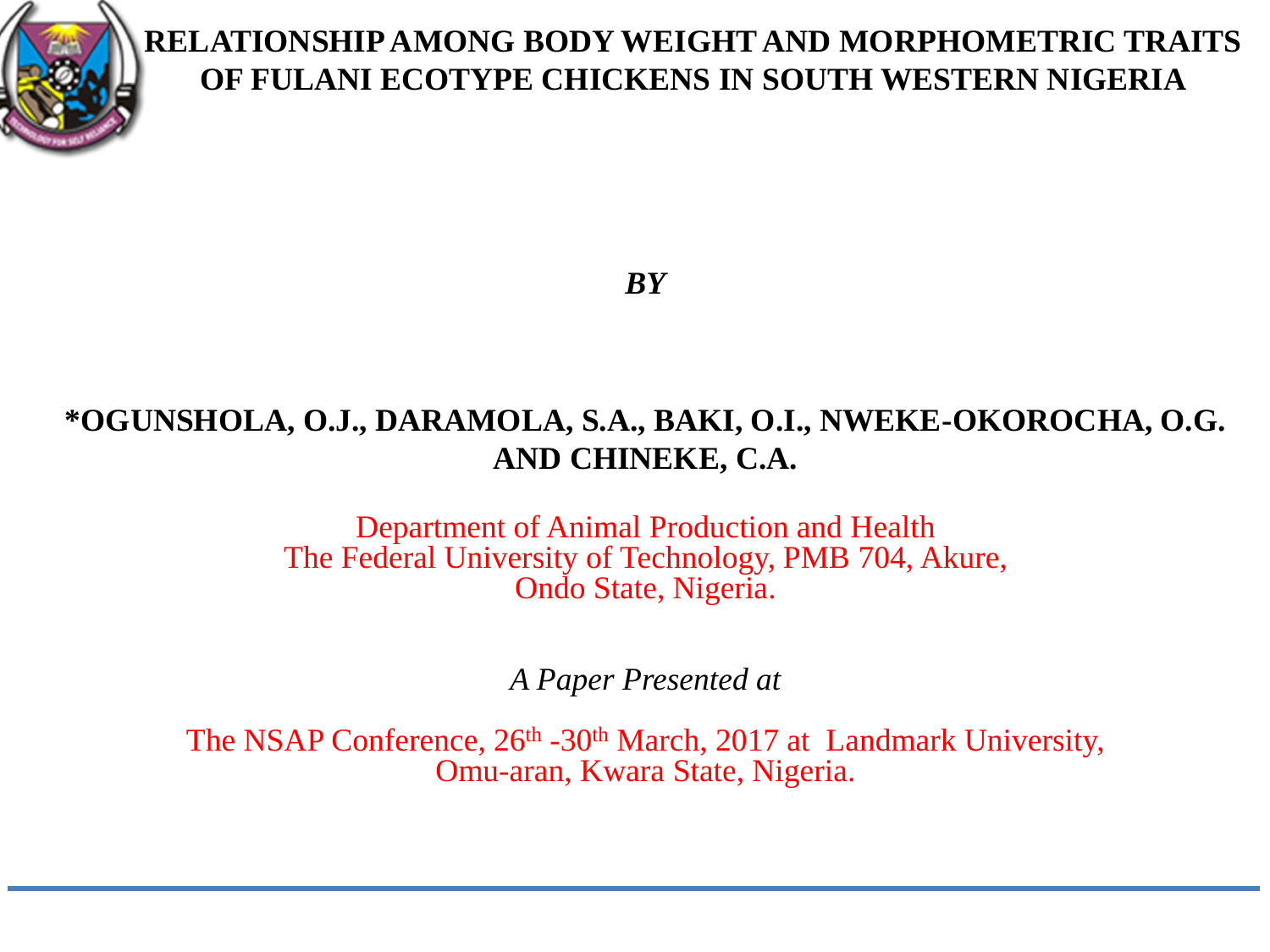# RELATIONSHIP AMONG BODY WEIGHT AND MORPHOMETRIC TRAITS OF FULANI ECOTYPE CHICKENS IN SOUTH WESTERN NIGERIA

***BY***

**\*OGUNSHOLA, O.J., DARAMOLA, S.A., BAKI, O.I., NWEKE-OKOROCHA, O.G. AND CHINEKE, C.A.**

Department of Animal Production and Health
The Federal University of Technology, PMB 704, Akure,
Ondo State, Nigeria.

*A Paper Presented at*

The NSAP Conference, 26th -30th March, 2017 at Landmark University, Omu-aran, Kwara State, Nigeria.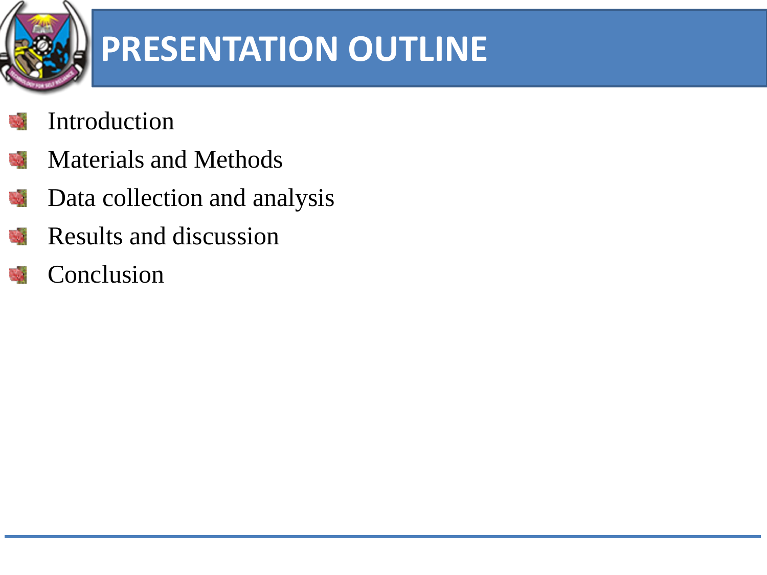# PRESENTATION OUTLINE

- Introduction
- Materials and Methods
- Data collection and analysis
- Results and discussion
- Conclusion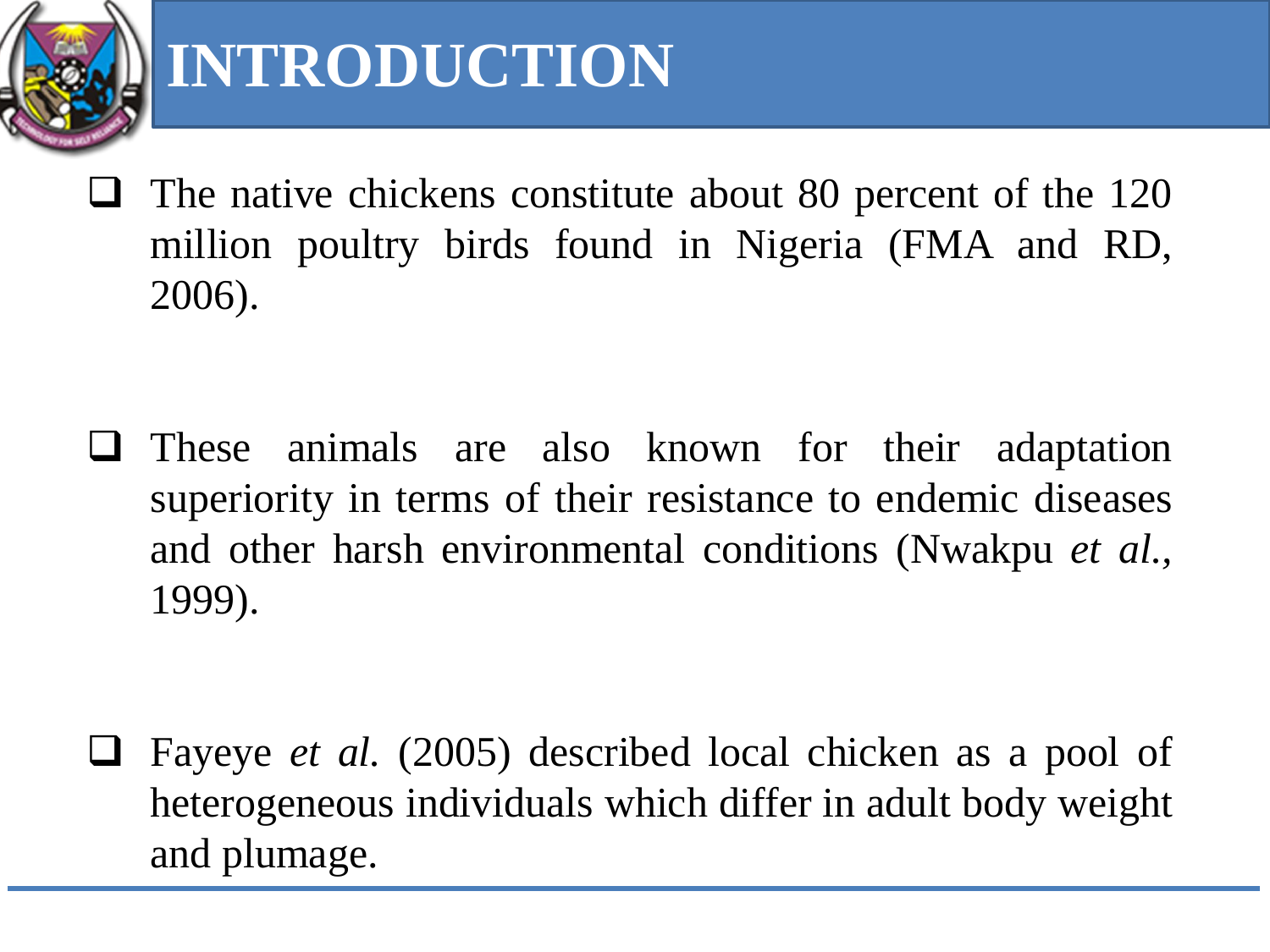# INTRODUCTION

- The native chickens constitute about 80 percent of the 120 million poultry birds found in Nigeria (FMA and RD, 2006).

- These animals are also known for their adaptation superiority in terms of their resistance to endemic diseases and other harsh environmental conditions (Nwakpu *et al.*, 1999).

- Fayeye *et al.* (2005) described local chicken as a pool of heterogeneous individuals which differ in adult body weight and plumage.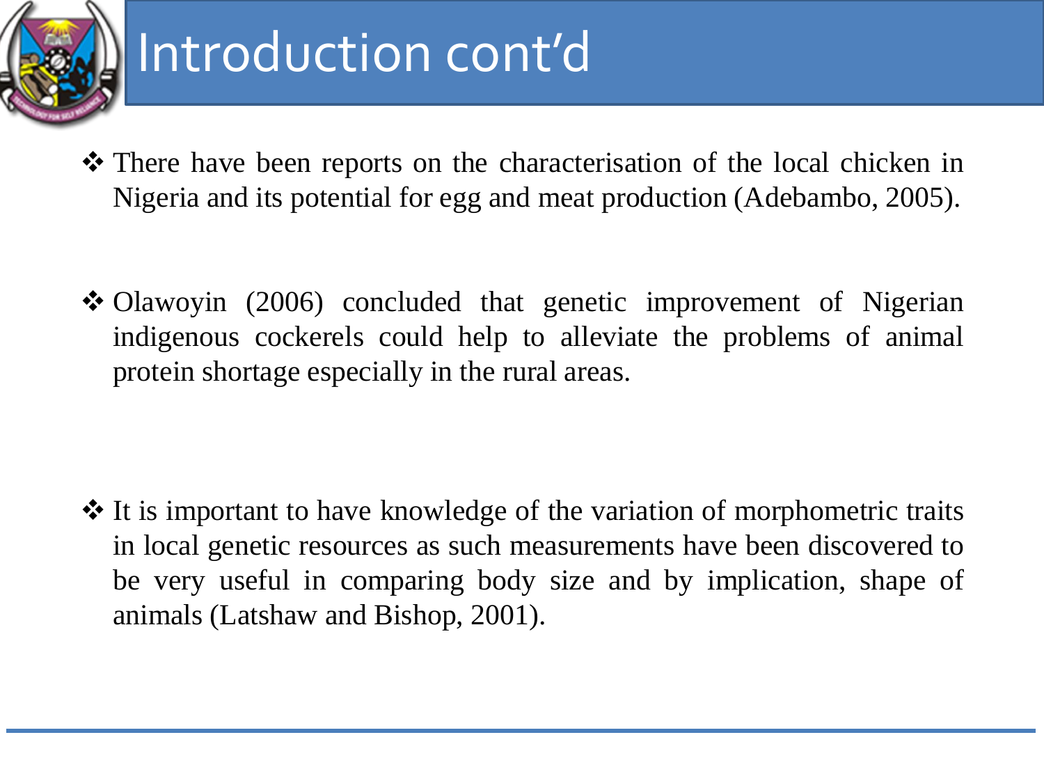# Introduction cont'd

- There have been reports on the characterisation of the local chicken in Nigeria and its potential for egg and meat production (Adebambo, 2005).

- Olawoyin (2006) concluded that genetic improvement of Nigerian indigenous cockerels could help to alleviate the problems of animal protein shortage especially in the rural areas.

- It is important to have knowledge of the variation of morphometric traits in local genetic resources as such measurements have been discovered to be very useful in comparing body size and by implication, shape of animals (Latshaw and Bishop, 2001).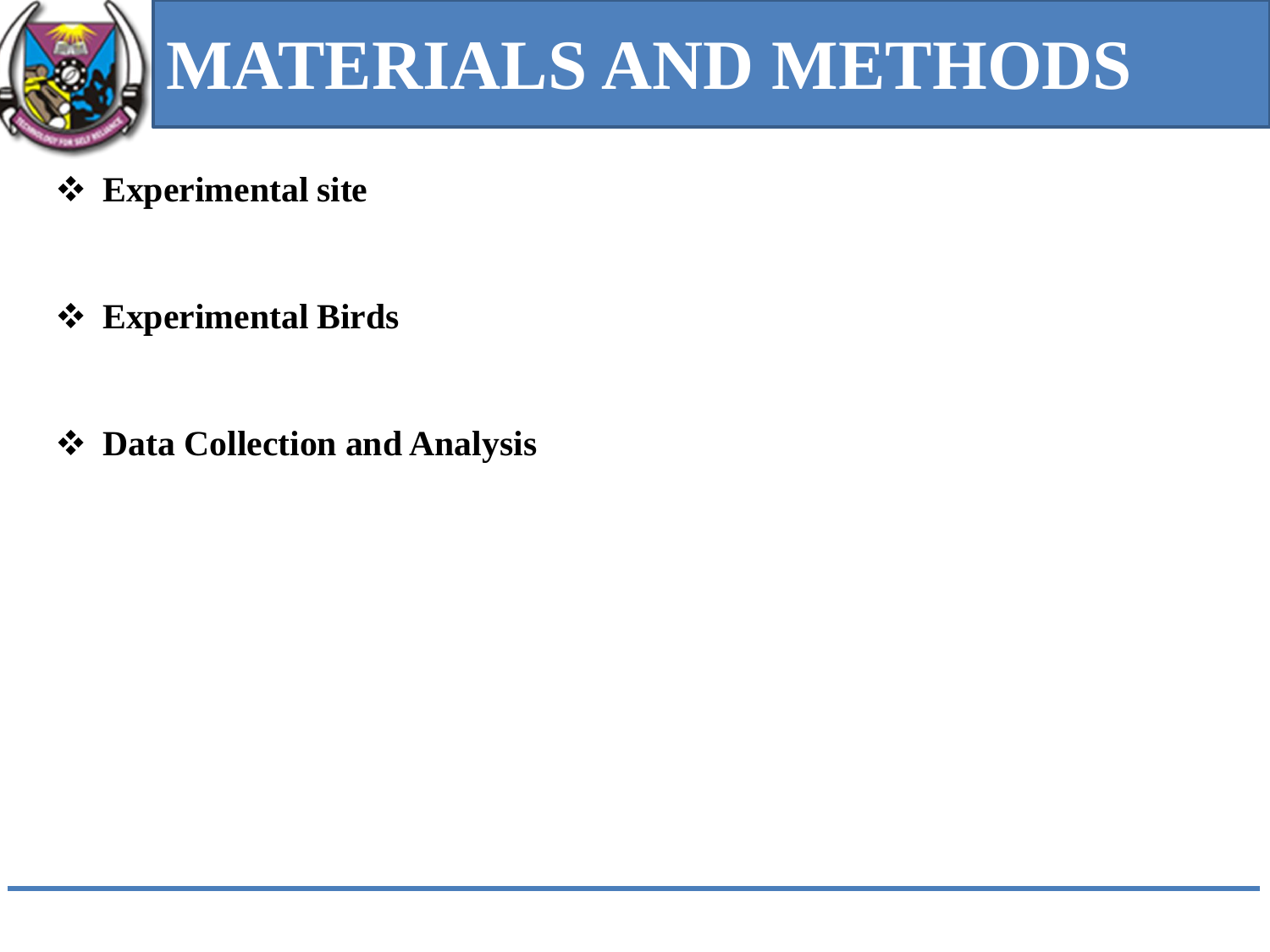# MATERIALS AND METHODS

- **Experimental site**

- **Experimental Birds**

- **Data Collection and Analysis**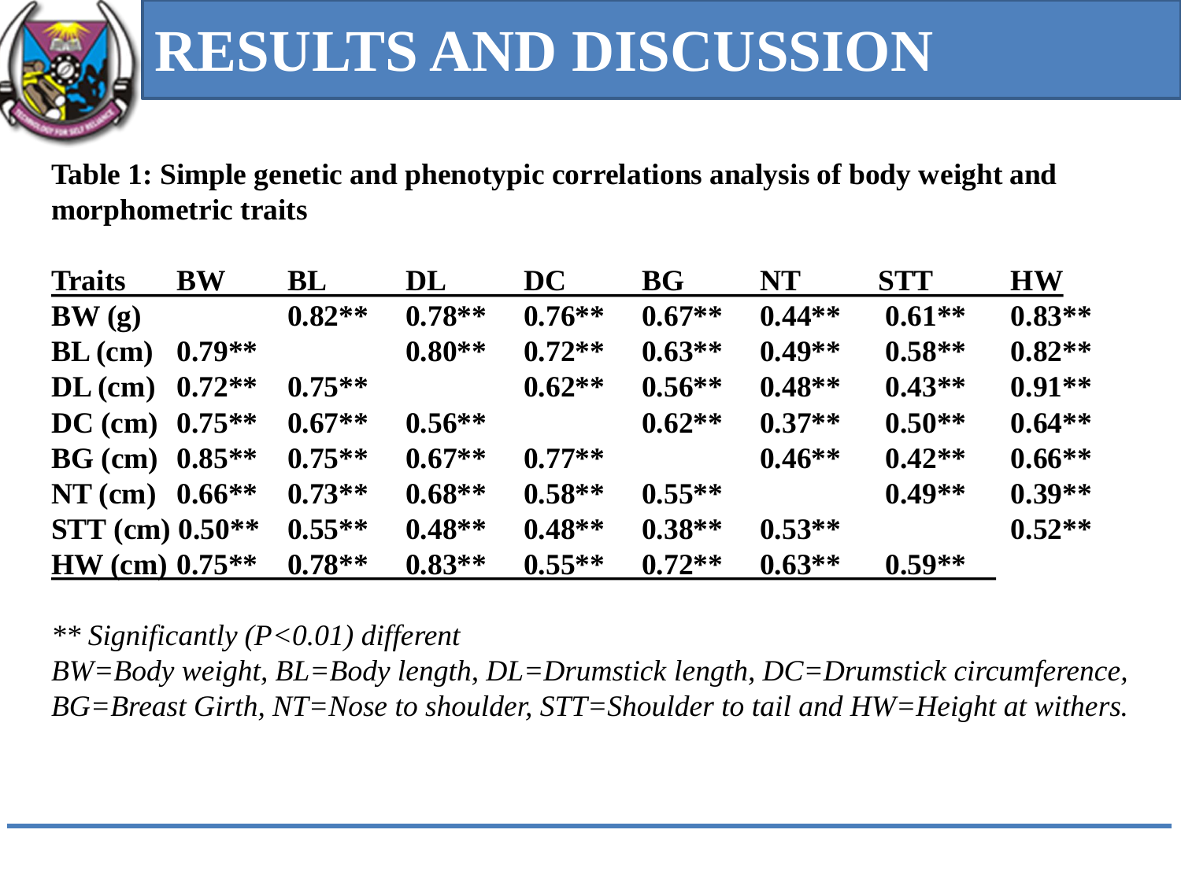# RESULTS AND DISCUSSION

**Table 1: Simple genetic and phenotypic correlations analysis of body weight and morphometric traits**

| Traits | BW | BL | DL | DC | BG | NT | STT | HW |
|---|---|---|---|---|---|---|---|---|
| BW (g) | | 0.82** | 0.78** | 0.76** | 0.67** | 0.44** | 0.61** | 0.83** |
| BL (cm) | 0.79** | | 0.80** | 0.72** | 0.63** | 0.49** | 0.58** | 0.82** |
| DL (cm) | 0.72** | 0.75** | | 0.62** | 0.56** | 0.48** | 0.43** | 0.91** |
| DC (cm) | 0.75** | 0.67** | 0.56** | | 0.62** | 0.37** | 0.50** | 0.64** |
| BG (cm) | 0.85** | 0.75** | 0.67** | 0.77** | | 0.46** | 0.42** | 0.66** |
| NT (cm) | 0.66** | 0.73** | 0.68** | 0.58** | 0.55** | | 0.49** | 0.39** |
| STT (cm) | 0.50** | 0.55** | 0.48** | 0.48** | 0.38** | 0.53** | | 0.52** |
| HW (cm) | 0.75** | 0.78** | 0.83** | 0.55** | 0.72** | 0.63** | 0.59** | |

*** Significantly ($P<0.01$) different*

*BW=Body weight, BL=Body length, DL=Drumstick length, DC=Drumstick circumference, BG=Breast Girth, NT=Nose to shoulder, STT=Shoulder to tail and HW=Height at withers.*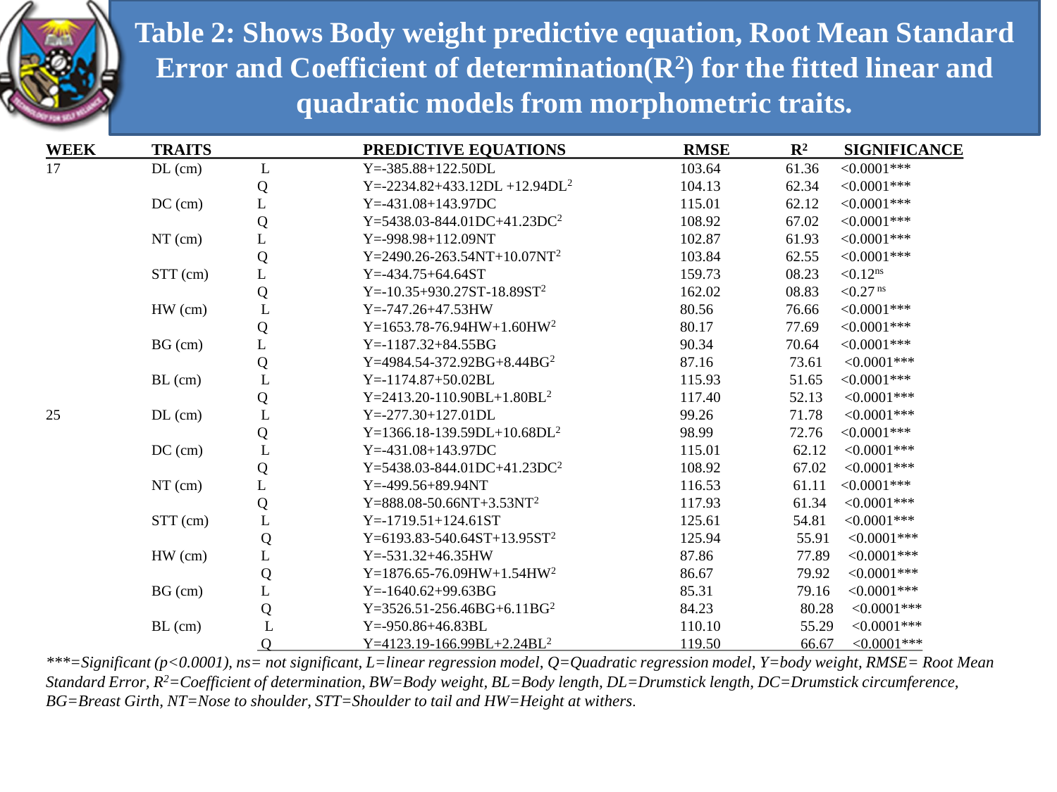# Table 2: Shows Body weight predictive equation, Root Mean Standard Error and Coefficient of determination($R^2$) for the fitted linear and quadratic models from morphometric traits.

| WEEK | TRAITS | | PREDICTIVE EQUATIONS | RMSE | $R^2$ | SIGNIFICANCE |
|---|---|---|---|---|---|---|
| 17 | DL (cm) | L | $Y=-385.88+122.50DL$ | 103.64 | 61.36 | <0.0001*** |
| | | Q | $Y=-2234.82+433.12DL+12.94DL^2$ | 104.13 | 62.34 | <0.0001*** |
| | DC (cm) | L | $Y=-431.08+143.97DC$ | 115.01 | 62.12 | <0.0001*** |
| | | Q | $Y=5438.03-844.01DC+41.23DC^2$ | 108.92 | 67.02 | <0.0001*** |
| | NT (cm) | L | $Y=-998.98+112.09NT$ | 102.87 | 61.93 | <0.0001*** |
| | | Q | $Y=2490.26-263.54NT+10.07NT^2$ | 103.84 | 62.55 | <0.0001*** |
| | STT (cm) | L | $Y=-434.75+64.64ST$ | 159.73 | 08.23 | <0.12 ns |
| | | Q | $Y=-10.35+930.27ST-18.89ST^2$ | 162.02 | 08.83 | <0.27 ns |
| | HW (cm) | L | $Y=-747.26+47.53HW$ | 80.56 | 76.66 | <0.0001*** |
| | | Q | $Y=1653.78-76.94HW+1.60HW^2$ | 80.17 | 77.69 | <0.0001*** |
| | BG (cm) | L | $Y=-1187.32+84.55BG$ | 90.34 | 70.64 | <0.0001*** |
| | | Q | $Y=4984.54-372.92BG+8.44BG^2$ | 87.16 | 73.61 | <0.0001*** |
| | BL (cm) | L | $Y=-1174.87+50.02BL$ | 115.93 | 51.65 | <0.0001*** |
| | | Q | $Y=2413.20-110.90BL+1.80BL^2$ | 117.40 | 52.13 | <0.0001*** |
| 25 | DL (cm) | L | $Y=-277.30+127.01DL$ | 99.26 | 71.78 | <0.0001*** |
| | | Q | $Y=1366.18-139.59DL+10.68DL^2$ | 98.99 | 72.76 | <0.0001*** |
| | DC (cm) | L | $Y=-431.08+143.97DC$ | 115.01 | 62.12 | <0.0001*** |
| | | Q | $Y=5438.03-844.01DC+41.23DC^2$ | 108.92 | 67.02 | <0.0001*** |
| | NT (cm) | L | $Y=-499.56+89.94NT$ | 116.53 | 61.11 | <0.0001*** |
| | | Q | $Y=888.08-50.66NT+3.53NT^2$ | 117.93 | 61.34 | <0.0001*** |
| | STT (cm) | L | $Y=-1719.51+124.61ST$ | 125.61 | 54.81 | <0.0001*** |
| | | Q | $Y=6193.83-540.64ST+13.95ST^2$ | 125.94 | 55.91 | <0.0001*** |
| | HW (cm) | L | $Y=-531.32+46.35HW$ | 87.86 | 77.89 | <0.0001*** |
| | | Q | $Y=1876.65-76.09HW+1.54HW^2$ | 86.67 | 79.92 | <0.0001*** |
| | BG (cm) | L | $Y=-1640.62+99.63BG$ | 85.31 | 79.16 | <0.0001*** |
| | | Q | $Y=3526.51-256.46BG+6.11BG^2$ | 84.23 | 80.28 | <0.0001*** |
| | BL (cm) | L | $Y=-950.86+46.83BL$ | 110.10 | 55.29 | <0.0001*** |
| | | Q | $Y=4123.19-166.99BL+2.24BL^2$ | 119.50 | 66.67 | <0.0001*** |

*\*\*\*=Significant ($p<0.0001$), ns= not significant, L=linear regression model, Q=Quadratic regression model, Y=body weight, RMSE= Root Mean Standard Error, $R^2$=Coefficient of determination, BW=Body weight, BL=Body length, DL=Drumstick length, DC=Drumstick circumference, BG=Breast Girth, NT=Nose to shoulder, STT=Shoulder to tail and HW=Height at withers.*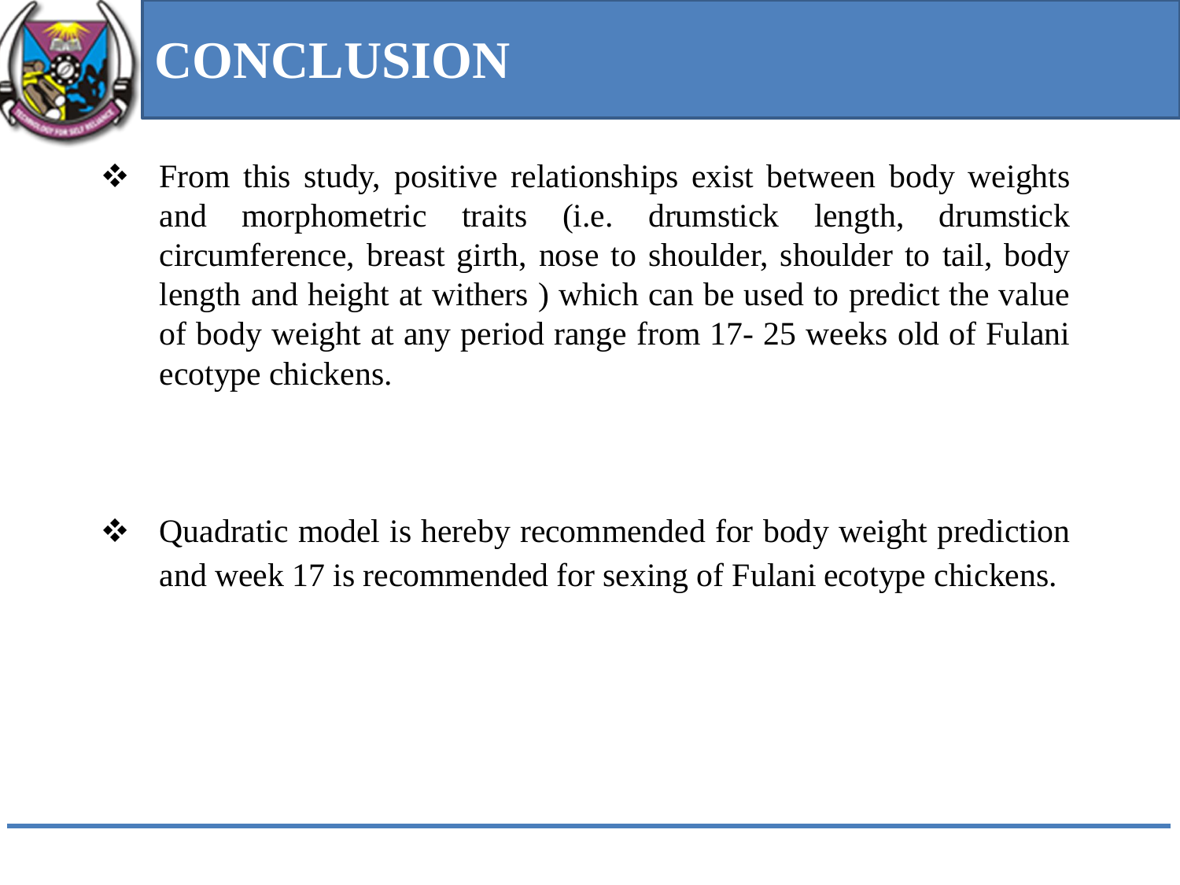# CONCLUSION

- From this study, positive relationships exist between body weights and morphometric traits (i.e. drumstick length, drumstick circumference, breast girth, nose to shoulder, shoulder to tail, body length and height at withers ) which can be used to predict the value of body weight at any period range from 17- 25 weeks old of Fulani ecotype chickens.

- Quadratic model is hereby recommended for body weight prediction and week 17 is recommended for sexing of Fulani ecotype chickens.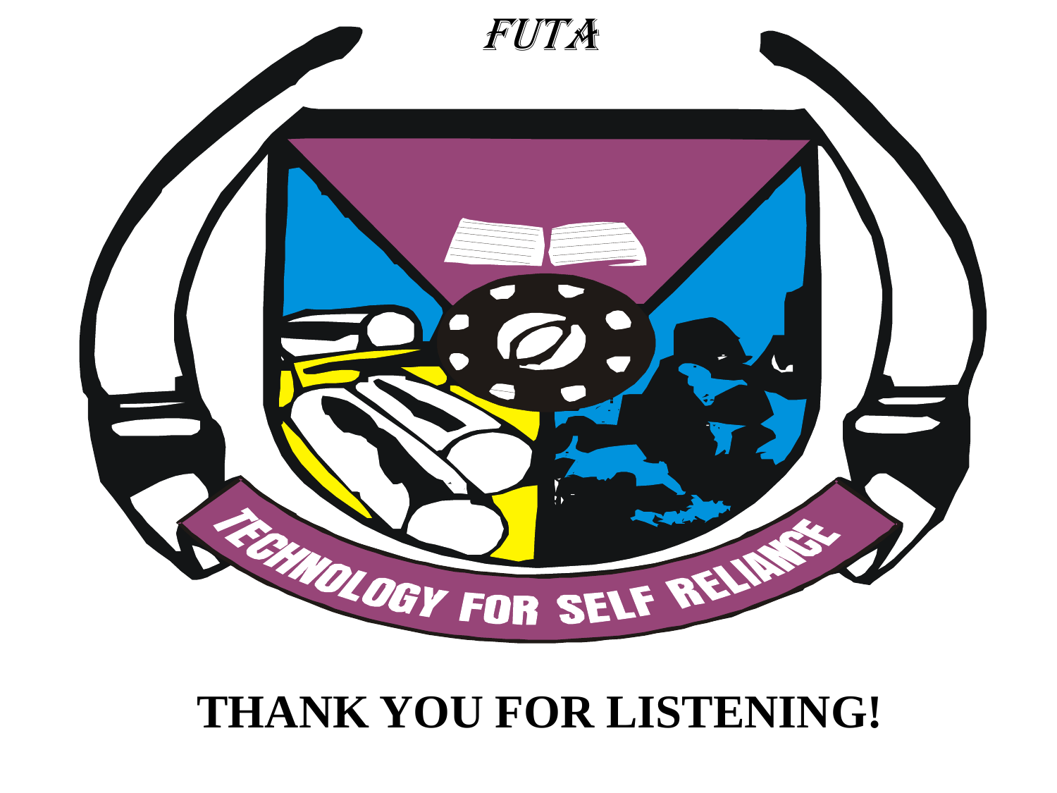FUTA

TECHNOLOGY FOR SELF RELIANCE

**THANK YOU FOR LISTENING!**